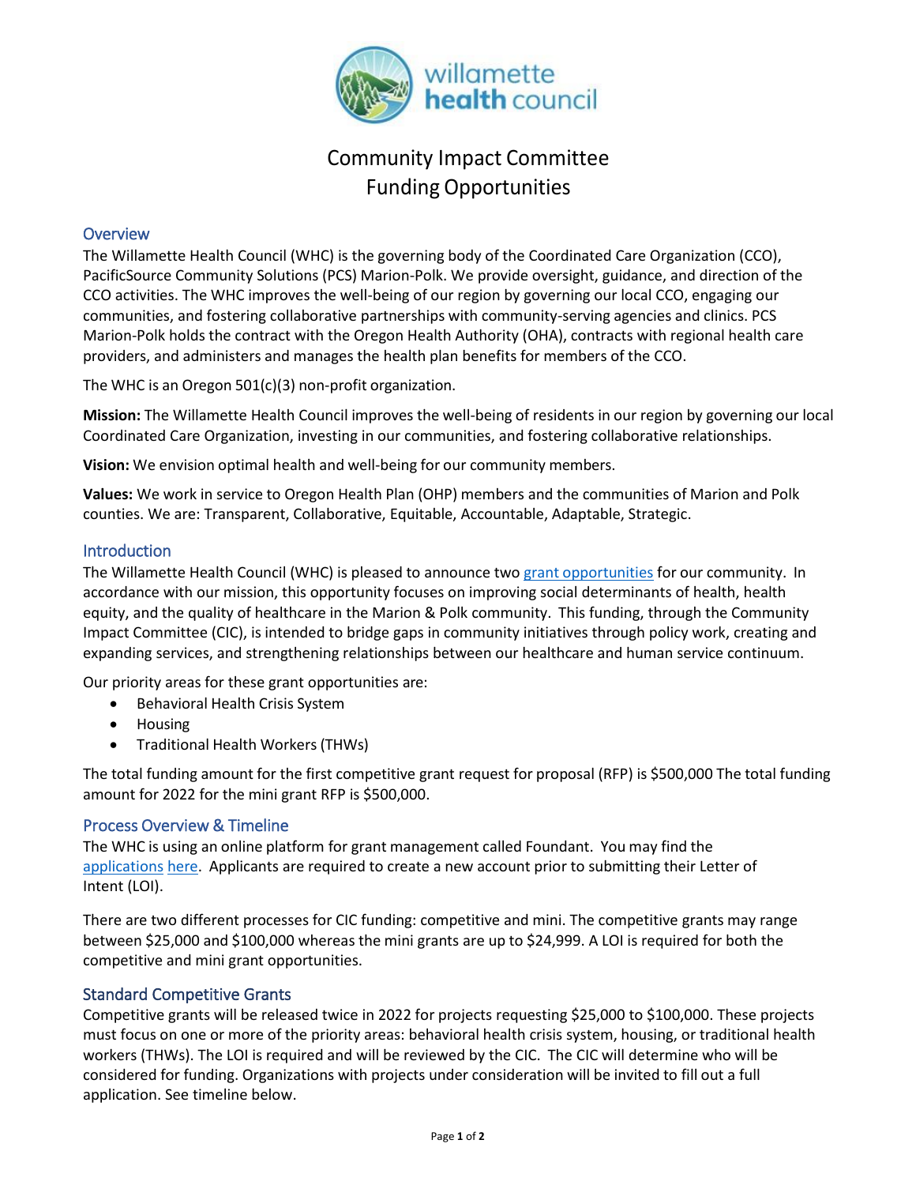# Community Impact Committee Funding Opportunities

## Overview

The Willamette Health Council (WHC) is the governing body of the Coordinated Care Organization (CCO), PacificSource Community Solutions (PCS) Marion-Polk. We provide oversight, guidance, and direction of the CCO activities. The WHC improves the well-being of our region by governing our local CCO, engaging our communities, and fostering collaborative partnerships with community-serving agencies and clinics. PCS Marion-Polk holds the contract with the Oregon Health Authority (OHA), contracts with regional health care providers, and administers and manages the health plan benefits for members of the CCO.

The WHC is an Oregon 501(c)(3) non-profit organization.

**Mission:** The Willamette Health Council improves the well-being of residents in our region by governing our local Coordinated Care Organization, investing in our communities, and fostering collaborative relationships.

**Vision:** We envision optimal health and well-being for our community members.

**Values:** We work in service to Oregon Health Plan (OHP) members and the communities of Marion and Polk counties. We are: Transparent, Collaborative, Equitable, Accountable, Adaptable, Strategic.

## Introduction

The Willamette Health Council (WHC) is pleased to announce two grant opportunities for our community. In accordance with our mission, this opportunity focuses on improving social determinants of health, health equity, and the quality of healthcare in the Marion & Polk community. This funding, through the Community Impact Committee (CIC), is intended to bridge gaps in community initiatives through policy work, creating and expanding services, and strengthening relationships between our healthcare and human service continuum.

Our priority areas for these grant opportunities are:

- Behavioral Health Crisis System
- Housing
- Traditional Health Workers (THWs)

The total funding amount for the first competitive grant request for proposal (RFP) is $500,000 The total funding amount for 2022 for the mini grant RFP is $500,000.

## Process Overview & Timeline

The WHC is using an online platform for grant management called Foundant. You may find the applications here. Applicants are required to create a new account prior to submitting their Letter of Intent (LOI).

There are two different processes for CIC funding: competitive and mini. The competitive grants may range between $25,000 and $100,000 whereas the mini grants are up to $24,999. A LOI is required for both the competitive and mini grant opportunities.

## Standard Competitive Grants

Competitive grants will be released twice in 2022 for projects requesting $25,000 to $100,000. These projects must focus on one or more of the priority areas: behavioral health crisis system, housing, or traditional health workers (THWs). The LOI is required and will be reviewed by the CIC. The CIC will determine who will be considered for funding. Organizations with projects under consideration will be invited to fill out a full application. See timeline below.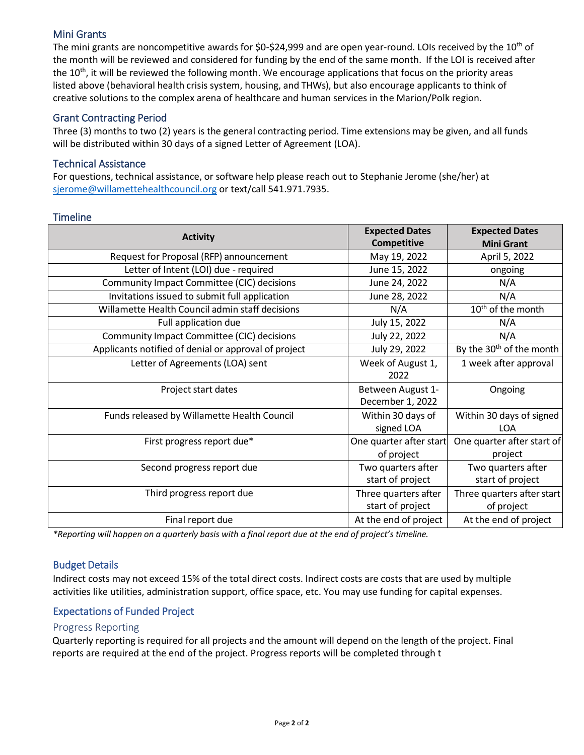## Mini Grants

The mini grants are noncompetitive awards for $0-$24,999 and are open year-round. LOIs received by the 10th of the month will be reviewed and considered for funding by the end of the same month. If the LOI is received after the 10th, it will be reviewed the following month. We encourage applications that focus on the priority areas listed above (behavioral health crisis system, housing, and THWs), but also encourage applicants to think of creative solutions to the complex arena of healthcare and human services in the Marion/Polk region.

## Grant Contracting Period

Three (3) months to two (2) years is the general contracting period. Time extensions may be given, and all funds will be distributed within 30 days of a signed Letter of Agreement (LOA).

## Technical Assistance

For questions, technical assistance, or software help please reach out to Stephanie Jerome (she/her) at sjerome@willamettehealthcouncil.org or text/call 541.971.7935.

## Timeline

| Activity | Expected Dates Competitive | Expected Dates Mini Grant |
|---|---|---|
| Request for Proposal (RFP) announcement | May 19, 2022 | April 5, 2022 |
| Letter of Intent (LOI) due - required | June 15, 2022 | ongoing |
| Community Impact Committee (CIC) decisions | June 24, 2022 | N/A |
| Invitations issued to submit full application | June 28, 2022 | N/A |
| Willamette Health Council admin staff decisions | N/A | 10th of the month |
| Full application due | July 15, 2022 | N/A |
| Community Impact Committee (CIC) decisions | July 22, 2022 | N/A |
| Applicants notified of denial or approval of project | July 29, 2022 | By the 30th of the month |
| Letter of Agreements (LOA) sent | Week of August 1, 2022 | 1 week after approval |
| Project start dates | Between August 1-December 1, 2022 | Ongoing |
| Funds released by Willamette Health Council | Within 30 days of signed LOA | Within 30 days of signed LOA |
| First progress report due* | One quarter after start of project | One quarter after start of project |
| Second progress report due | Two quarters after start of project | Two quarters after start of project |
| Third progress report due | Three quarters after start of project | Three quarters after start of project |
| Final report due | At the end of project | At the end of project |

*\*Reporting will happen on a quarterly basis with a final report due at the end of project's timeline.*

## Budget Details

Indirect costs may not exceed 15% of the total direct costs. Indirect costs are costs that are used by multiple activities like utilities, administration support, office space, etc. You may use funding for capital expenses.

## Expectations of Funded Project

### Progress Reporting

Quarterly reporting is required for all projects and the amount will depend on the length of the project. Final reports are required at the end of the project. Progress reports will be completed through t